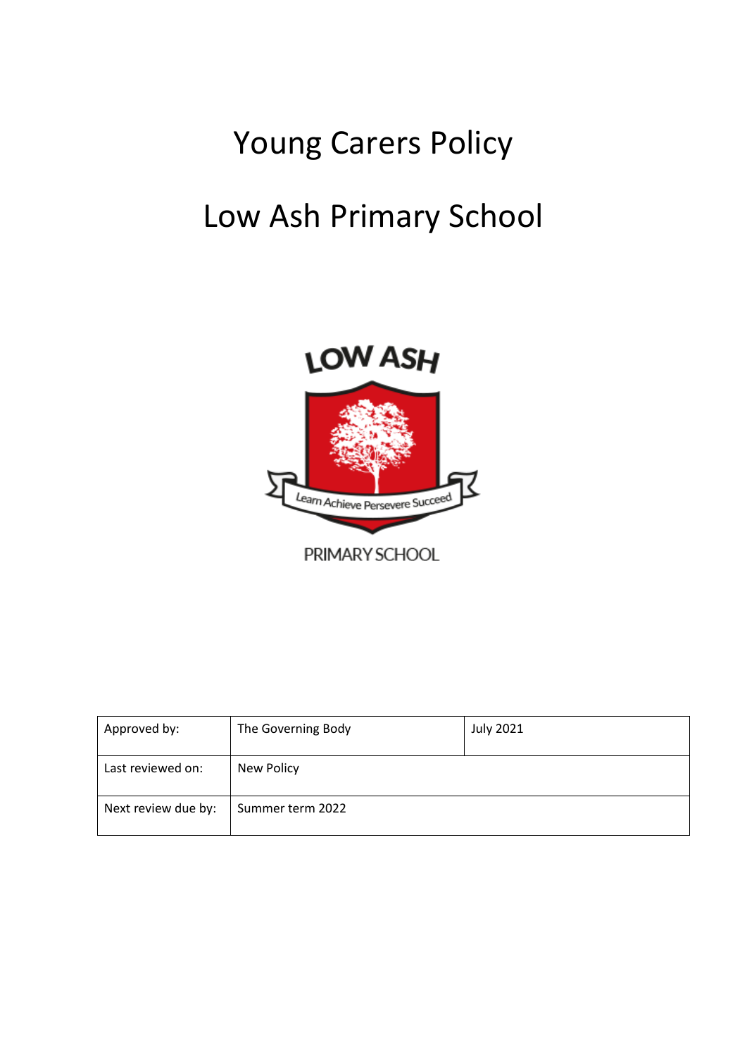# Young Carers Policy

# Low Ash Primary School

LOW ASH

Learn Achieve Persevere Succeed

PRIMARY SCHOOL

| Approved by: | The Governing Body | July 2021 |
|---|---|---|
| Last reviewed on: | New Policy | |
| Next review due by: | Summer term 2022 | |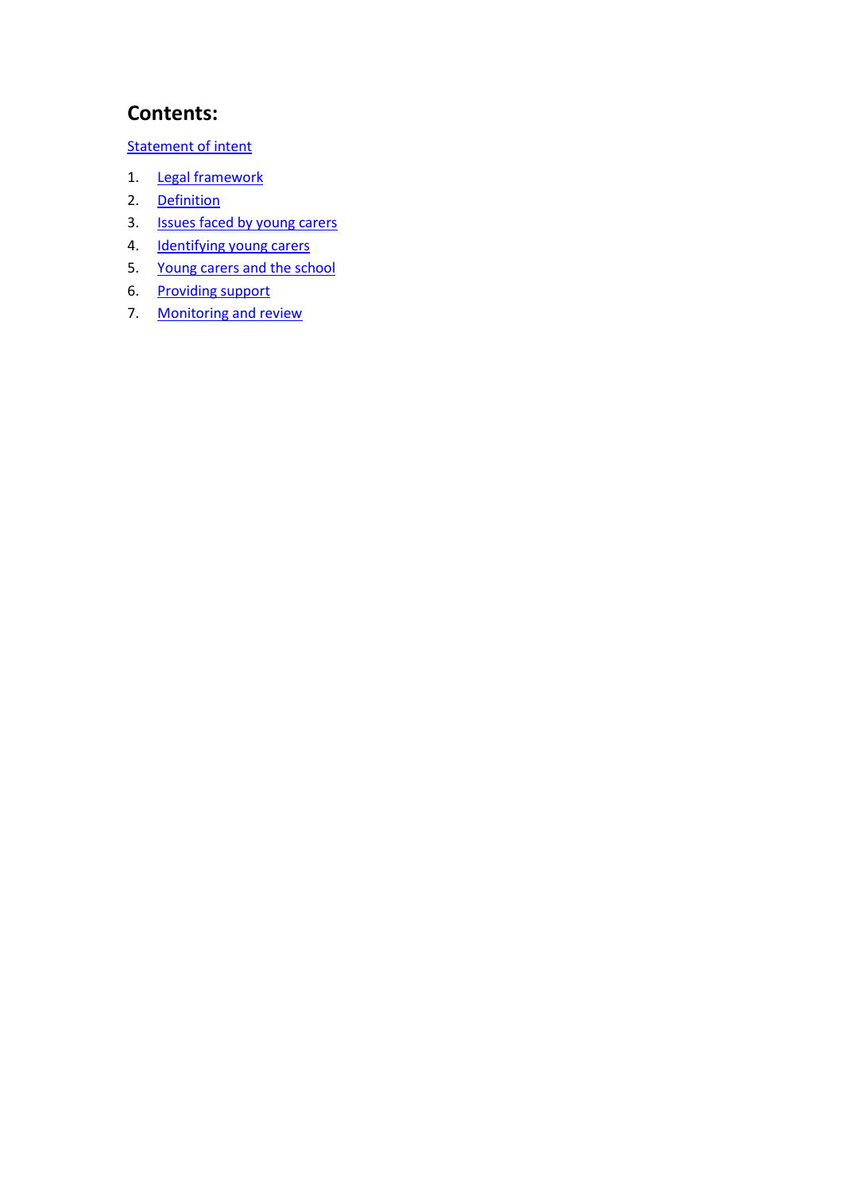## Contents:

Statement of intent

1. Legal framework
2. Definition
3. Issues faced by young carers
4. Identifying young carers
5. Young carers and the school
6. Providing support
7. Monitoring and review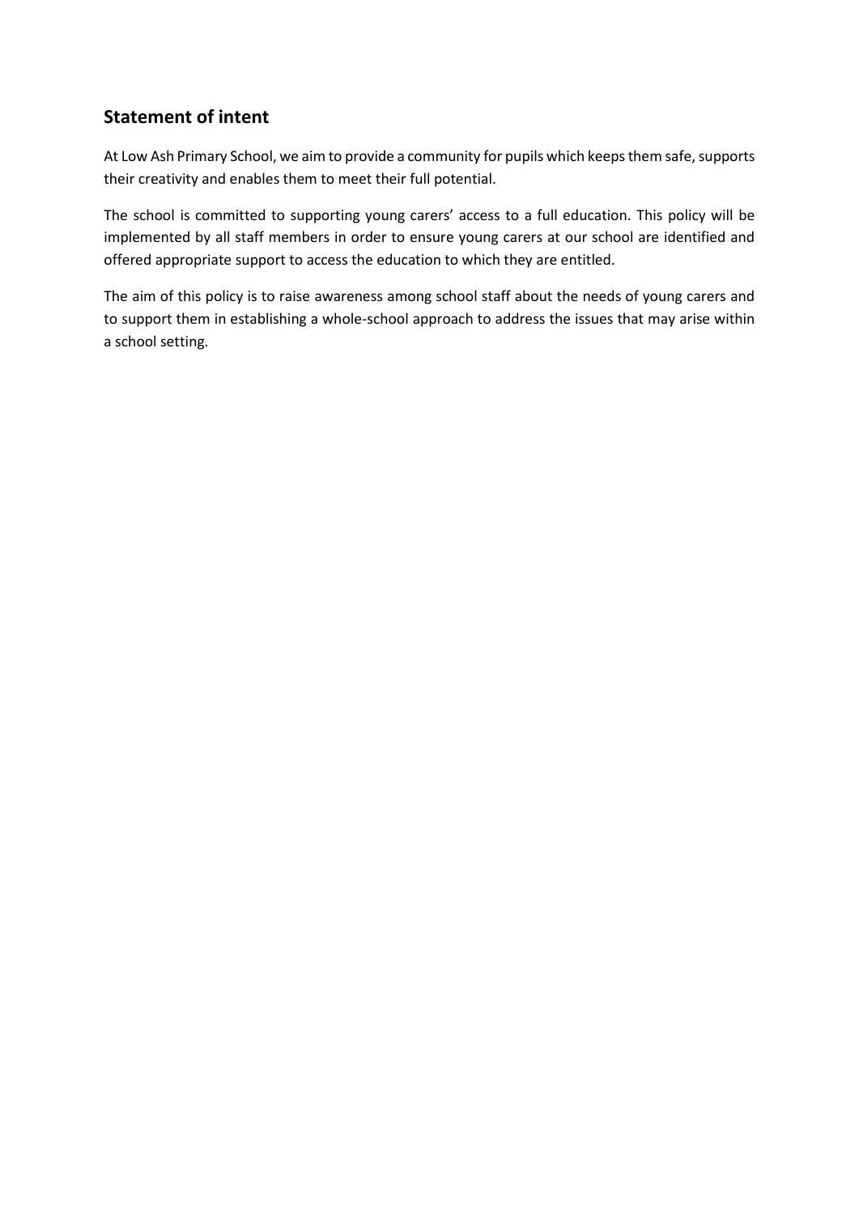## Statement of intent

At Low Ash Primary School, we aim to provide a community for pupils which keeps them safe, supports their creativity and enables them to meet their full potential.

The school is committed to supporting young carers' access to a full education. This policy will be implemented by all staff members in order to ensure young carers at our school are identified and offered appropriate support to access the education to which they are entitled.

The aim of this policy is to raise awareness among school staff about the needs of young carers and to support them in establishing a whole-school approach to address the issues that may arise within a school setting.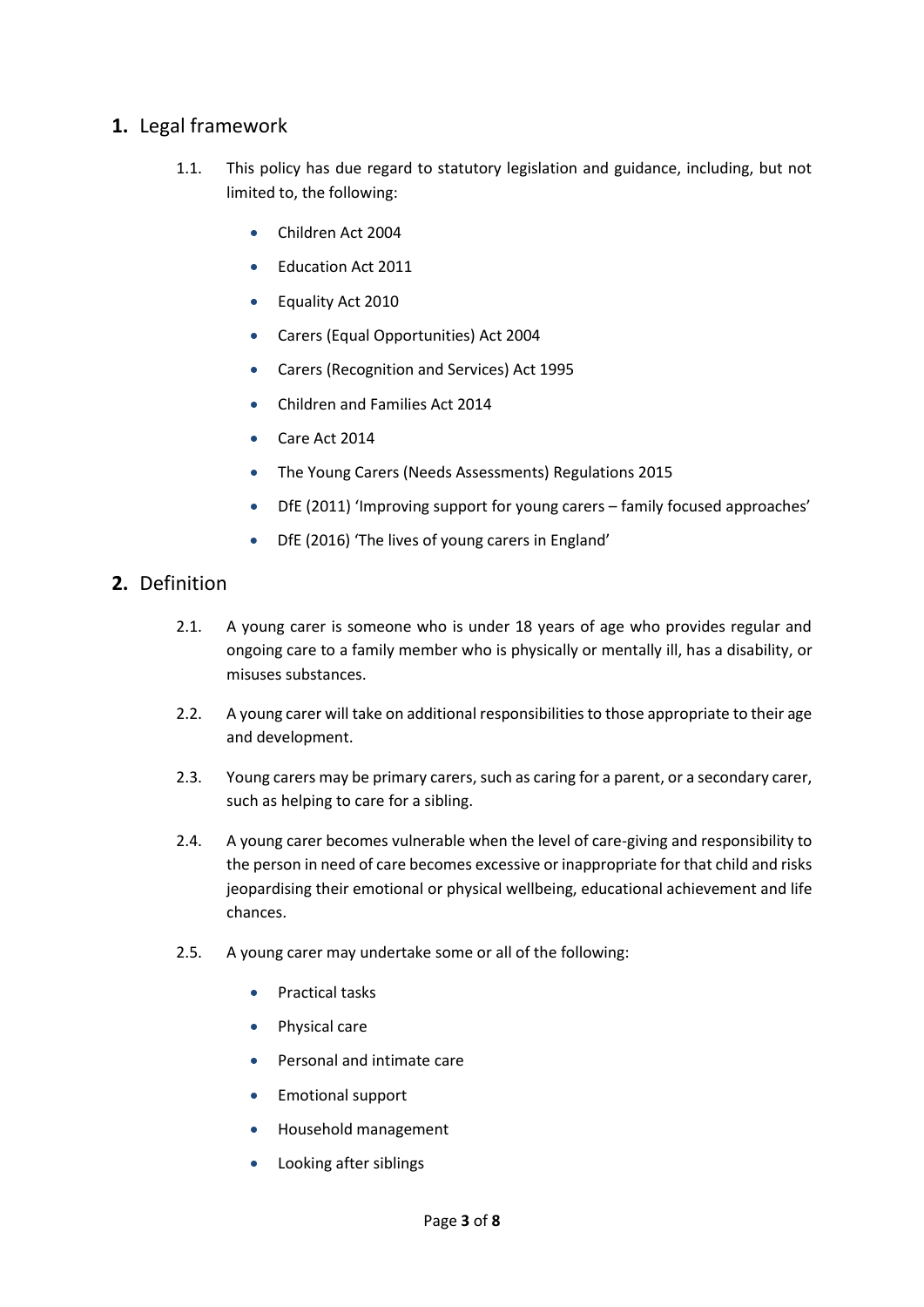## 1. Legal framework

1.1. This policy has due regard to statutory legislation and guidance, including, but not limited to, the following:

- Children Act 2004
- Education Act 2011
- Equality Act 2010
- Carers (Equal Opportunities) Act 2004
- Carers (Recognition and Services) Act 1995
- Children and Families Act 2014
- Care Act 2014
- The Young Carers (Needs Assessments) Regulations 2015
- DfE (2011) 'Improving support for young carers – family focused approaches'
- DfE (2016) 'The lives of young carers in England'

## 2. Definition

2.1. A young carer is someone who is under 18 years of age who provides regular and ongoing care to a family member who is physically or mentally ill, has a disability, or misuses substances.

2.2. A young carer will take on additional responsibilities to those appropriate to their age and development.

2.3. Young carers may be primary carers, such as caring for a parent, or a secondary carer, such as helping to care for a sibling.

2.4. A young carer becomes vulnerable when the level of care-giving and responsibility to the person in need of care becomes excessive or inappropriate for that child and risks jeopardising their emotional or physical wellbeing, educational achievement and life chances.

2.5. A young carer may undertake some or all of the following:

- Practical tasks
- Physical care
- Personal and intimate care
- Emotional support
- Household management
- Looking after siblings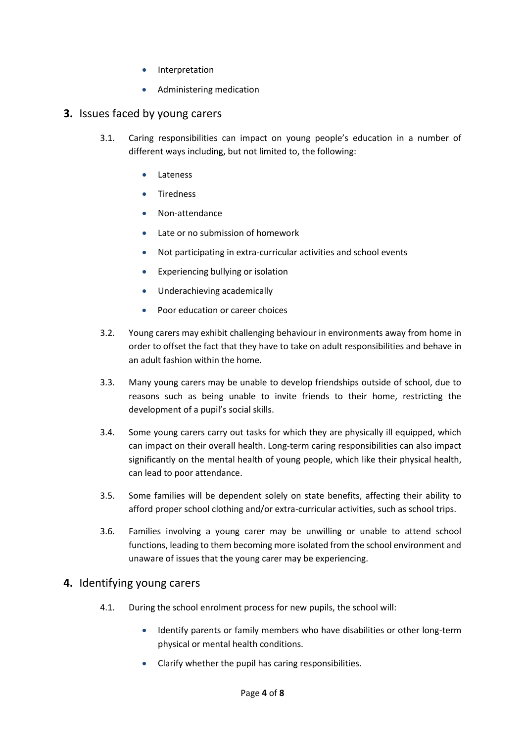- Interpretation
- Administering medication

## 3. Issues faced by young carers

3.1. Caring responsibilities can impact on young people's education in a number of different ways including, but not limited to, the following:

- Lateness
- Tiredness
- Non-attendance
- Late or no submission of homework
- Not participating in extra-curricular activities and school events
- Experiencing bullying or isolation
- Underachieving academically
- Poor education or career choices

3.2. Young carers may exhibit challenging behaviour in environments away from home in order to offset the fact that they have to take on adult responsibilities and behave in an adult fashion within the home.

3.3. Many young carers may be unable to develop friendships outside of school, due to reasons such as being unable to invite friends to their home, restricting the development of a pupil's social skills.

3.4. Some young carers carry out tasks for which they are physically ill equipped, which can impact on their overall health. Long-term caring responsibilities can also impact significantly on the mental health of young people, which like their physical health, can lead to poor attendance.

3.5. Some families will be dependent solely on state benefits, affecting their ability to afford proper school clothing and/or extra-curricular activities, such as school trips.

3.6. Families involving a young carer may be unwilling or unable to attend school functions, leading to them becoming more isolated from the school environment and unaware of issues that the young carer may be experiencing.

## 4. Identifying young carers

4.1. During the school enrolment process for new pupils, the school will:

- Identify parents or family members who have disabilities or other long-term physical or mental health conditions.
- Clarify whether the pupil has caring responsibilities.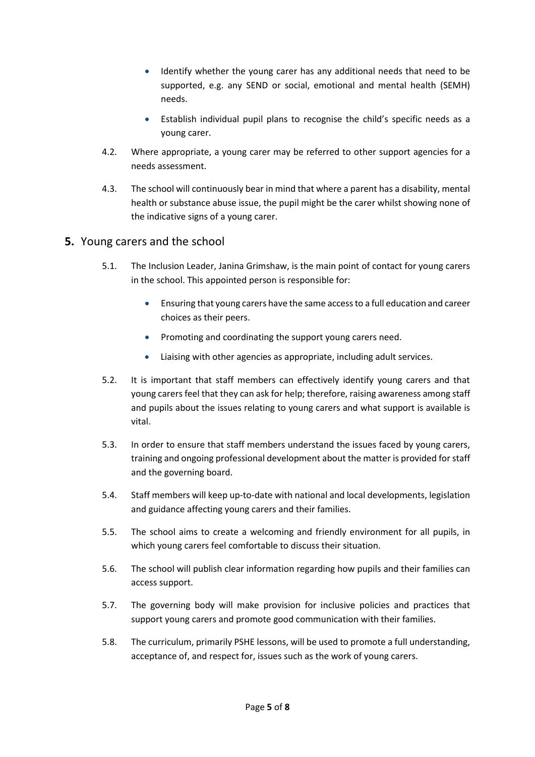- Identify whether the young carer has any additional needs that need to be supported, e.g. any SEND or social, emotional and mental health (SEMH) needs.
- Establish individual pupil plans to recognise the child's specific needs as a young carer.

4.2. Where appropriate, a young carer may be referred to other support agencies for a needs assessment.

4.3. The school will continuously bear in mind that where a parent has a disability, mental health or substance abuse issue, the pupil might be the carer whilst showing none of the indicative signs of a young carer.

## 5. Young carers and the school

5.1. The Inclusion Leader, Janina Grimshaw, is the main point of contact for young carers in the school. This appointed person is responsible for:

- Ensuring that young carers have the same access to a full education and career choices as their peers.
- Promoting and coordinating the support young carers need.
- Liaising with other agencies as appropriate, including adult services.

5.2. It is important that staff members can effectively identify young carers and that young carers feel that they can ask for help; therefore, raising awareness among staff and pupils about the issues relating to young carers and what support is available is vital.

5.3. In order to ensure that staff members understand the issues faced by young carers, training and ongoing professional development about the matter is provided for staff and the governing board.

5.4. Staff members will keep up-to-date with national and local developments, legislation and guidance affecting young carers and their families.

5.5. The school aims to create a welcoming and friendly environment for all pupils, in which young carers feel comfortable to discuss their situation.

5.6. The school will publish clear information regarding how pupils and their families can access support.

5.7. The governing body will make provision for inclusive policies and practices that support young carers and promote good communication with their families.

5.8. The curriculum, primarily PSHE lessons, will be used to promote a full understanding, acceptance of, and respect for, issues such as the work of young carers.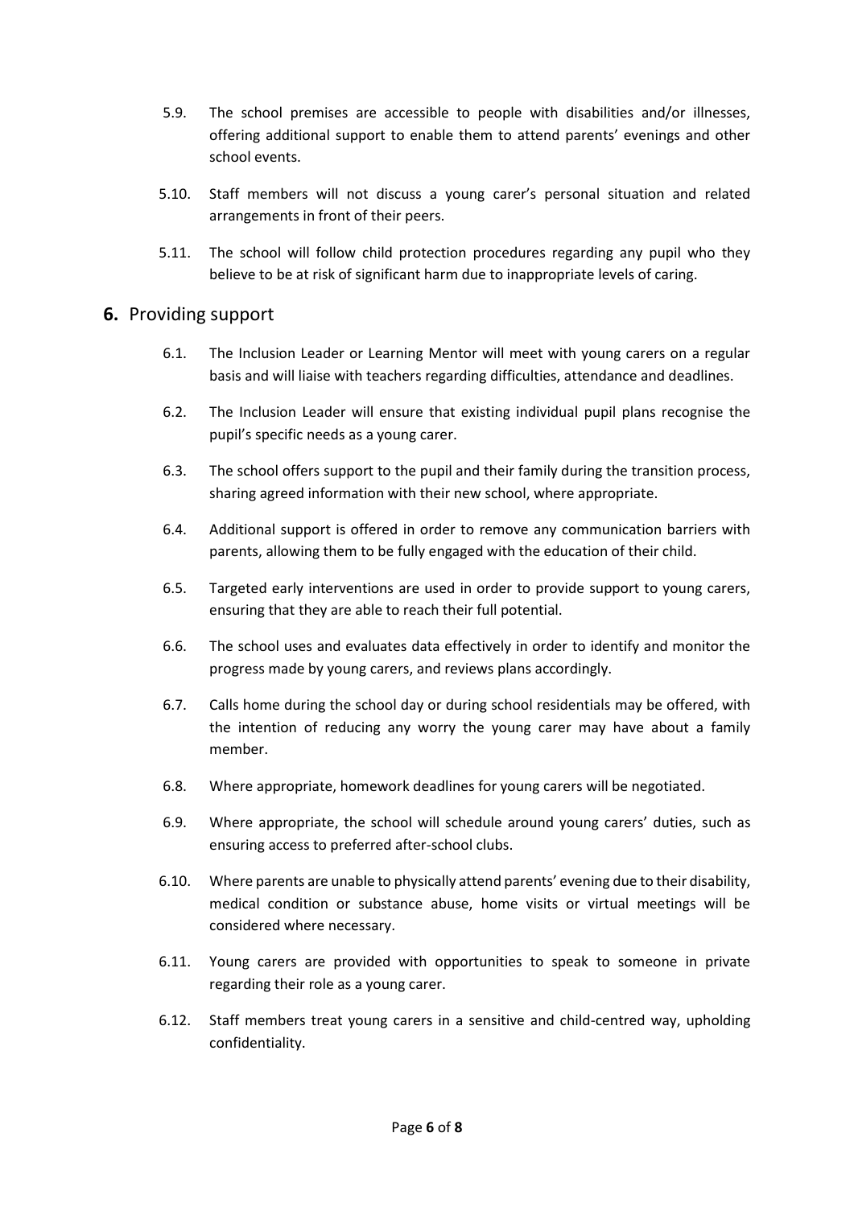5.9. The school premises are accessible to people with disabilities and/or illnesses, offering additional support to enable them to attend parents' evenings and other school events.

5.10. Staff members will not discuss a young carer's personal situation and related arrangements in front of their peers.

5.11. The school will follow child protection procedures regarding any pupil who they believe to be at risk of significant harm due to inappropriate levels of caring.

## 6. Providing support

6.1. The Inclusion Leader or Learning Mentor will meet with young carers on a regular basis and will liaise with teachers regarding difficulties, attendance and deadlines.

6.2. The Inclusion Leader will ensure that existing individual pupil plans recognise the pupil's specific needs as a young carer.

6.3. The school offers support to the pupil and their family during the transition process, sharing agreed information with their new school, where appropriate.

6.4. Additional support is offered in order to remove any communication barriers with parents, allowing them to be fully engaged with the education of their child.

6.5. Targeted early interventions are used in order to provide support to young carers, ensuring that they are able to reach their full potential.

6.6. The school uses and evaluates data effectively in order to identify and monitor the progress made by young carers, and reviews plans accordingly.

6.7. Calls home during the school day or during school residentials may be offered, with the intention of reducing any worry the young carer may have about a family member.

6.8. Where appropriate, homework deadlines for young carers will be negotiated.

6.9. Where appropriate, the school will schedule around young carers' duties, such as ensuring access to preferred after-school clubs.

6.10. Where parents are unable to physically attend parents' evening due to their disability, medical condition or substance abuse, home visits or virtual meetings will be considered where necessary.

6.11. Young carers are provided with opportunities to speak to someone in private regarding their role as a young carer.

6.12. Staff members treat young carers in a sensitive and child-centred way, upholding confidentiality.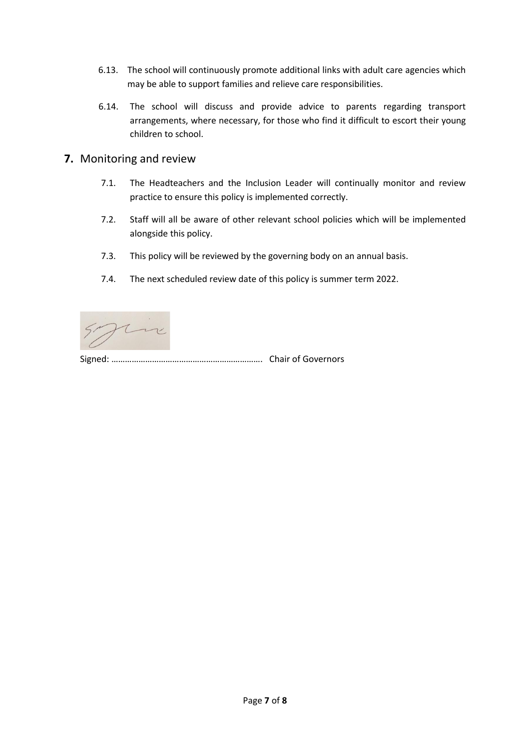6.13. The school will continuously promote additional links with adult care agencies which may be able to support families and relieve care responsibilities.

6.14. The school will discuss and provide advice to parents regarding transport arrangements, where necessary, for those who find it difficult to escort their young children to school.

## 7. Monitoring and review

7.1. The Headteachers and the Inclusion Leader will continually monitor and review practice to ensure this policy is implemented correctly.

7.2. Staff will all be aware of other relevant school policies which will be implemented alongside this policy.

7.3. This policy will be reviewed by the governing body on an annual basis.

7.4. The next scheduled review date of this policy is summer term 2022.

Signed: ………………………………………………………. Chair of Governors